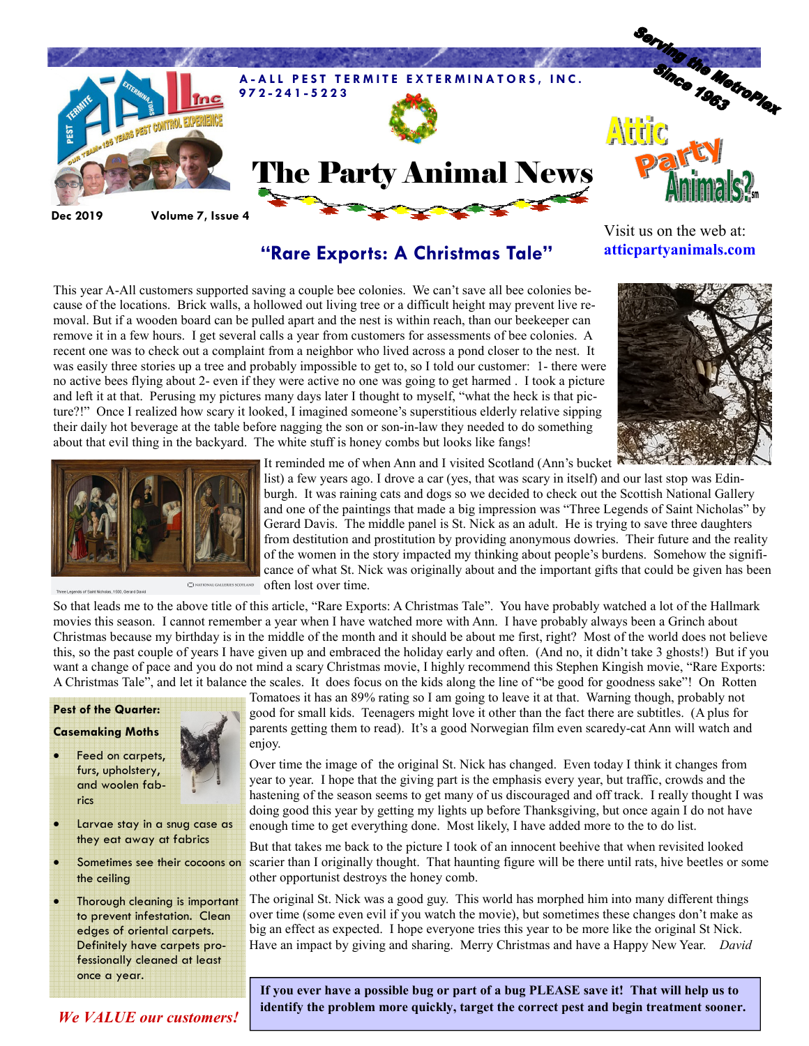**A-ALL PEST TERMITE EXTERMINATORS, INC.**
**972-241-5223**

# The Party Animal News

Dec 2019 — Volume 7, Issue 4

Serving the MetroPlex Since 1963

Attic Party Animals?℠

Visit us on the web at: **atticpartyanimals.com**

## "Rare Exports: A Christmas Tale"

This year A-All customers supported saving a couple bee colonies. We can't save all bee colonies because of the locations. Brick walls, a hollowed out living tree or a difficult height may prevent live removal. But if a wooden board can be pulled apart and the nest is within reach, than our beekeeper can remove it in a few hours. I get several calls a year from customers for assessments of bee colonies. A recent one was to check out a complaint from a neighbor who lived across a pond closer to the nest. It was easily three stories up a tree and probably impossible to get to, so I told our customer: 1- there were no active bees flying about 2- even if they were active no one was going to get harmed . I took a picture and left it at that. Perusing my pictures many days later I thought to myself, "what the heck is that picture?!" Once I realized how scary it looked, I imagined someone's superstitious elderly relative sipping their daily hot beverage at the table before nagging the son or son-in-law they needed to do something about that evil thing in the backyard. The white stuff is honey combs but looks like fangs!

Three Legends of Saint Nicholas, 1500, Gerard David — NATIONAL GALLERIES SCOTLAND

It reminded me of when Ann and I visited Scotland (Ann's bucket list) a few years ago. I drove a car (yes, that was scary in itself) and our last stop was Edinburgh. It was raining cats and dogs so we decided to check out the Scottish National Gallery and one of the paintings that made a big impression was "Three Legends of Saint Nicholas" by Gerard Davis. The middle panel is St. Nick as an adult. He is trying to save three daughters from destitution and prostitution by providing anonymous dowries. Their future and the reality of the women in the story impacted my thinking about people's burdens. Somehow the significance of what St. Nick was originally about and the important gifts that could be given has been often lost over time.

So that leads me to the above title of this article, "Rare Exports: A Christmas Tale". You have probably watched a lot of the Hallmark movies this season. I cannot remember a year when I have watched more with Ann. I have probably always been a Grinch about Christmas because my birthday is in the middle of the month and it should be about me first, right? Most of the world does not believe this, so the past couple of years I have given up and embraced the holiday early and often. (And no, it didn't take 3 ghosts!) But if you want a change of pace and you do not mind a scary Christmas movie, I highly recommend this Stephen Kingish movie, "Rare Exports: A Christmas Tale", and let it balance the scales. It does focus on the kids along the line of "be good for goodness sake"! On Rotten Tomatoes it has an 89% rating so I am going to leave it at that. Warning though, probably not good for small kids. Teenagers might love it other than the fact there are subtitles. (A plus for parents getting them to read). It's a good Norwegian film even scaredy-cat Ann will watch and enjoy.

Over time the image of the original St. Nick has changed. Even today I think it changes from year to year. I hope that the giving part is the emphasis every year, but traffic, crowds and the hastening of the season seems to get many of us discouraged and off track. I really thought I was doing good this year by getting my lights up before Thanksgiving, but once again I do not have enough time to get everything done. Most likely, I have added more to the to do list.

But that takes me back to the picture I took of an innocent beehive that when revisited looked scarier than I originally thought. That haunting figure will be there until rats, hive beetles or some other opportunist destroys the honey comb.

The original St. Nick was a good guy. This world has morphed him into many different things over time (some even evil if you watch the movie), but sometimes these changes don't make as big an effect as expected. I hope everyone tries this year to be more like the original St Nick. Have an impact by giving and sharing. Merry Christmas and have a Happy New Year. *David*

**Pest of the Quarter:**

**Casemaking Moths**

- Feed on carpets, furs, upholstery, and woolen fabrics
- Larvae stay in a snug case as they eat away at fabrics
- Sometimes see their cocoons on the ceiling
- Thorough cleaning is important to prevent infestation. Clean edges of oriental carpets. Definitely have carpets professionally cleaned at least once a year.

**If you ever have a possible bug or part of a bug PLEASE save it! That will help us to identify the problem more quickly, target the correct pest and begin treatment sooner.**

***We VALUE our customers!***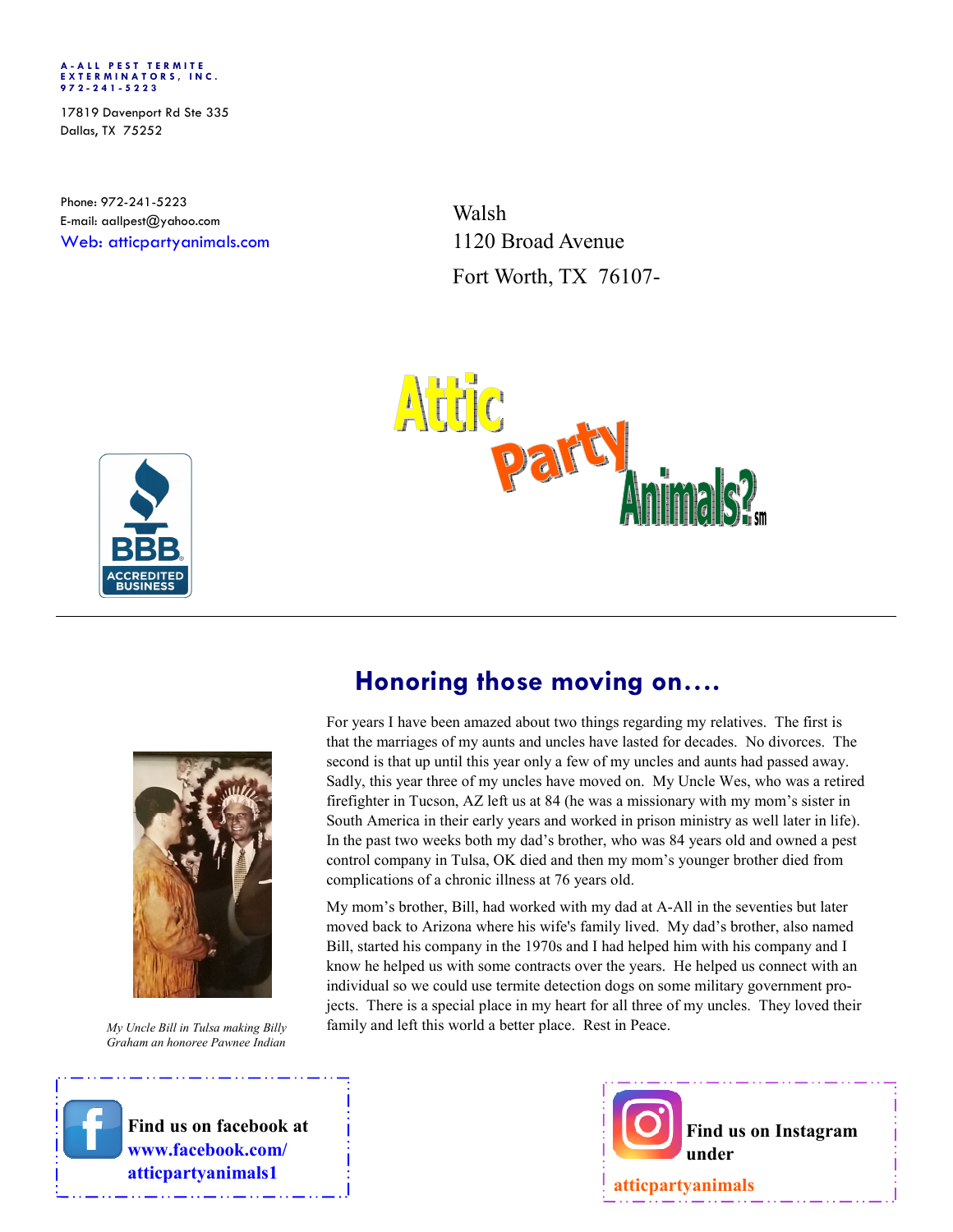A-ALL PEST TERMITE EXTERMINATORS, INC.
972-241-5223

17819 Davenport Rd Ste 335
Dallas, TX 75252

Phone: 972-241-5223
E-mail: aallpest@yahoo.com
Web: atticpartyanimals.com

Walsh
1120 Broad Avenue
Fort Worth, TX 76107-

Attic Party Animals? sm

BBB ACCREDITED BUSINESS

## Honoring those moving on….

For years I have been amazed about two things regarding my relatives. The first is that the marriages of my aunts and uncles have lasted for decades. No divorces. The second is that up until this year only a few of my uncles and aunts had passed away. Sadly, this year three of my uncles have moved on. My Uncle Wes, who was a retired firefighter in Tucson, AZ left us at 84 (he was a missionary with my mom's sister in South America in their early years and worked in prison ministry as well later in life). In the past two weeks both my dad's brother, who was 84 years old and owned a pest control company in Tulsa, OK died and then my mom's younger brother died from complications of a chronic illness at 76 years old.

My mom's brother, Bill, had worked with my dad at A-All in the seventies but later moved back to Arizona where his wife's family lived. My dad's brother, also named Bill, started his company in the 1970s and I had helped him with his company and I know he helped us with some contracts over the years. He helped us connect with an individual so we could use termite detection dogs on some military government projects. There is a special place in my heart for all three of my uncles. They loved their family and left this world a better place. Rest in Peace.

*My Uncle Bill in Tulsa making Billy Graham an honoree Pawnee Indian*

**Find us on facebook at www.facebook.com/atticpartyanimals1**

**Find us on Instagram under atticpartyanimals**